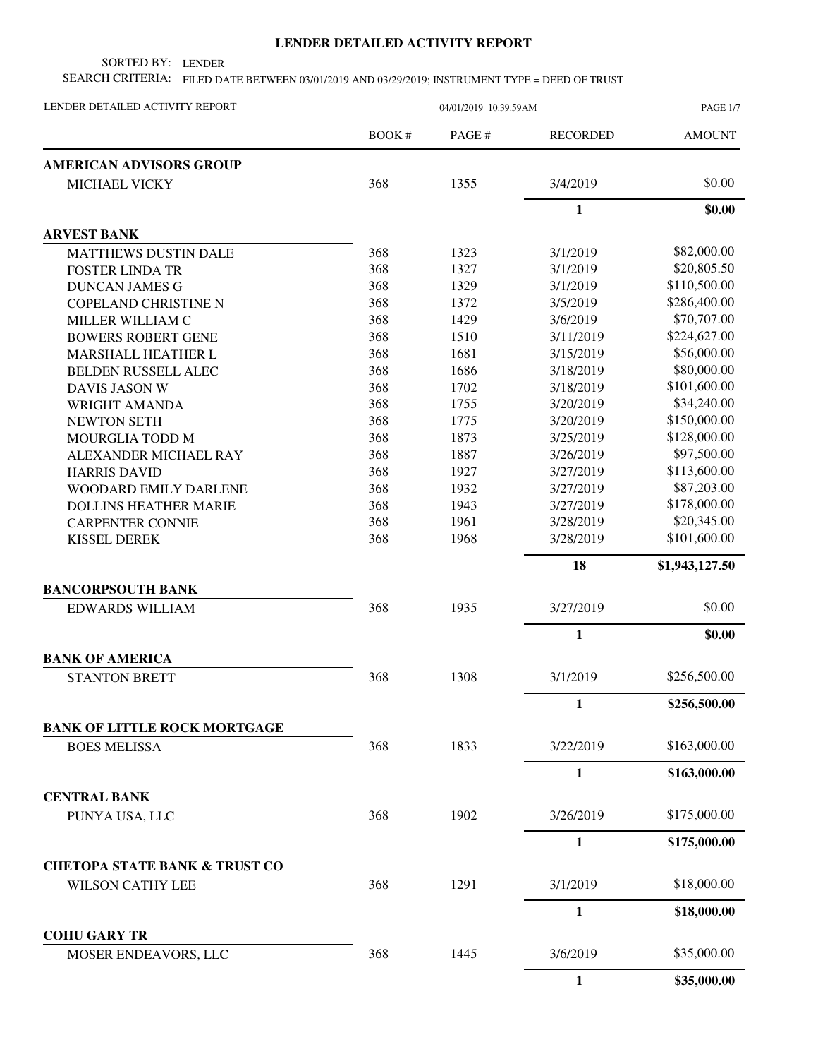# LENDER DETAILED ACTIVITY REPORT

SORTED BY: LENDER

SEARCH CRITERIA: FILED DATE BETWEEN 03/01/2019 AND 03/29/2019; INSTRUMENT TYPE = DEED OF TRUST

LENDER DETAILED ACTIVITY REPORT 04/01/2019 10:39:59AM

| | BOOK # | PAGE # | RECORDED | AMOUNT |
|---|---|---|---|---|
| **AMERICAN ADVISORS GROUP** | | | | |
| MICHAEL VICKY | 368 | 1355 | 3/4/2019 | $0.00 |
| | | | **1** | **$0.00** |
| **ARVEST BANK** | | | | |
| MATTHEWS DUSTIN DALE | 368 | 1323 | 3/1/2019 | $82,000.00 |
| FOSTER LINDA TR | 368 | 1327 | 3/1/2019 | $20,805.50 |
| DUNCAN JAMES G | 368 | 1329 | 3/1/2019 | $110,500.00 |
| COPELAND CHRISTINE N | 368 | 1372 | 3/5/2019 | $286,400.00 |
| MILLER WILLIAM C | 368 | 1429 | 3/6/2019 | $70,707.00 |
| BOWERS ROBERT GENE | 368 | 1510 | 3/11/2019 | $224,627.00 |
| MARSHALL HEATHER L | 368 | 1681 | 3/15/2019 | $56,000.00 |
| BELDEN RUSSELL ALEC | 368 | 1686 | 3/18/2019 | $80,000.00 |
| DAVIS JASON W | 368 | 1702 | 3/18/2019 | $101,600.00 |
| WRIGHT AMANDA | 368 | 1755 | 3/20/2019 | $34,240.00 |
| NEWTON SETH | 368 | 1775 | 3/20/2019 | $150,000.00 |
| MOURGLIA TODD M | 368 | 1873 | 3/25/2019 | $128,000.00 |
| ALEXANDER MICHAEL RAY | 368 | 1887 | 3/26/2019 | $97,500.00 |
| HARRIS DAVID | 368 | 1927 | 3/27/2019 | $113,600.00 |
| WOODARD EMILY DARLENE | 368 | 1932 | 3/27/2019 | $87,203.00 |
| DOLLINS HEATHER MARIE | 368 | 1943 | 3/27/2019 | $178,000.00 |
| CARPENTER CONNIE | 368 | 1961 | 3/28/2019 | $20,345.00 |
| KISSEL DEREK | 368 | 1968 | 3/28/2019 | $101,600.00 |
| | | | **18** | **$1,943,127.50** |
| **BANCORPSOUTH BANK** | | | | |
| EDWARDS WILLIAM | 368 | 1935 | 3/27/2019 | $0.00 |
| | | | **1** | **$0.00** |
| **BANK OF AMERICA** | | | | |
| STANTON BRETT | 368 | 1308 | 3/1/2019 | $256,500.00 |
| | | | **1** | **$256,500.00** |
| **BANK OF LITTLE ROCK MORTGAGE** | | | | |
| BOES MELISSA | 368 | 1833 | 3/22/2019 | $163,000.00 |
| | | | **1** | **$163,000.00** |
| **CENTRAL BANK** | | | | |
| PUNYA USA, LLC | 368 | 1902 | 3/26/2019 | $175,000.00 |
| | | | **1** | **$175,000.00** |
| **CHETOPA STATE BANK & TRUST CO** | | | | |
| WILSON CATHY LEE | 368 | 1291 | 3/1/2019 | $18,000.00 |
| | | | **1** | **$18,000.00** |
| **COHU GARY TR** | | | | |
| MOSER ENDEAVORS, LLC | 368 | 1445 | 3/6/2019 | $35,000.00 |
| | | | **1** | **$35,000.00** |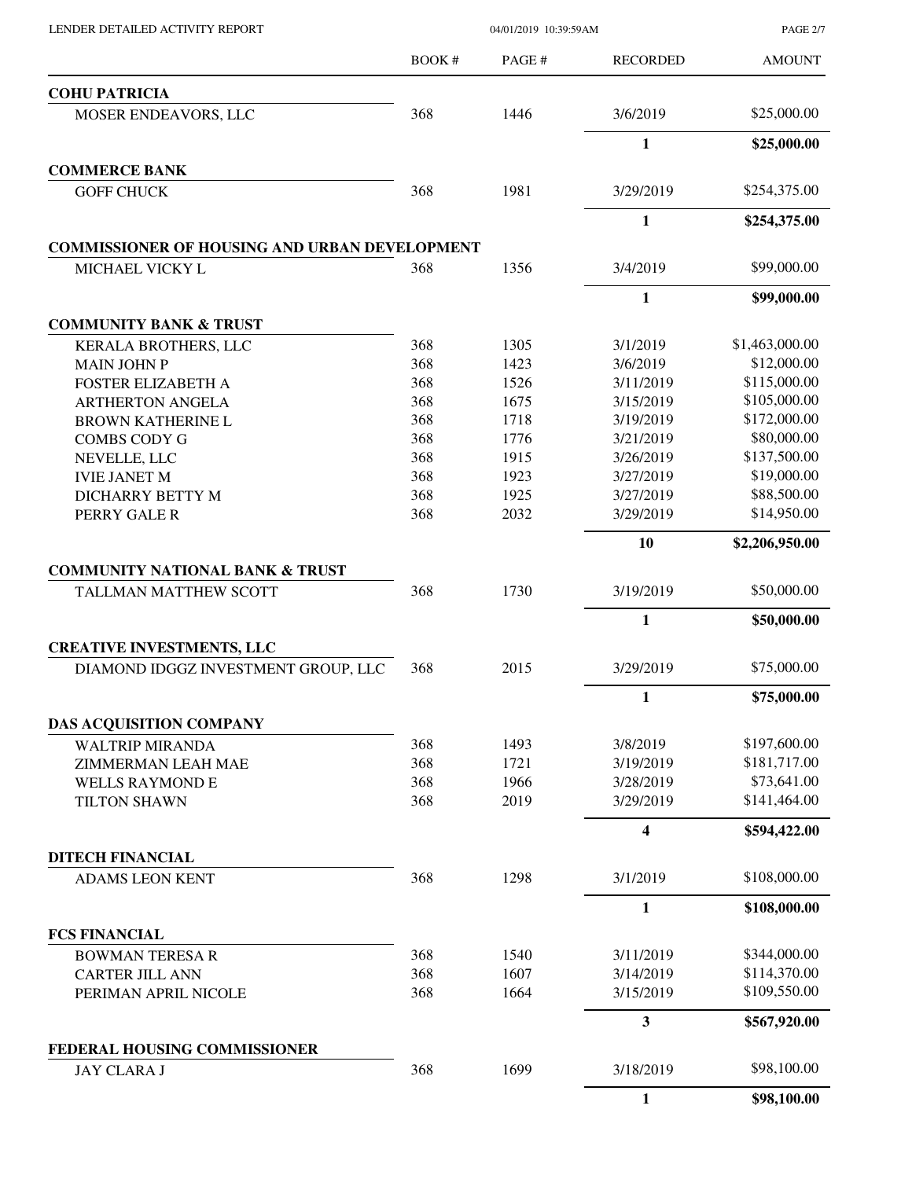| | BOOK # | PAGE # | RECORDED | AMOUNT |
|---|---|---|---|---|
| **COHU PATRICIA** | | | | |
| MOSER ENDEAVORS, LLC | 368 | 1446 | 3/6/2019 | $25,000.00 |
| | | | **1** | **$25,000.00** |
| **COMMERCE BANK** | | | | |
| GOFF CHUCK | 368 | 1981 | 3/29/2019 | $254,375.00 |
| | | | **1** | **$254,375.00** |
| **COMMISSIONER OF HOUSING AND URBAN DEVELOPMENT** | | | | |
| MICHAEL VICKY L | 368 | 1356 | 3/4/2019 | $99,000.00 |
| | | | **1** | **$99,000.00** |
| **COMMUNITY BANK & TRUST** | | | | |
| KERALA BROTHERS, LLC | 368 | 1305 | 3/1/2019 | $1,463,000.00 |
| MAIN JOHN P | 368 | 1423 | 3/6/2019 | $12,000.00 |
| FOSTER ELIZABETH A | 368 | 1526 | 3/11/2019 | $115,000.00 |
| ARTHERTON ANGELA | 368 | 1675 | 3/15/2019 | $105,000.00 |
| BROWN KATHERINE L | 368 | 1718 | 3/19/2019 | $172,000.00 |
| COMBS CODY G | 368 | 1776 | 3/21/2019 | $80,000.00 |
| NEVELLE, LLC | 368 | 1915 | 3/26/2019 | $137,500.00 |
| IVIE JANET M | 368 | 1923 | 3/27/2019 | $19,000.00 |
| DICHARRY BETTY M | 368 | 1925 | 3/27/2019 | $88,500.00 |
| PERRY GALE R | 368 | 2032 | 3/29/2019 | $14,950.00 |
| | | | **10** | **$2,206,950.00** |
| **COMMUNITY NATIONAL BANK & TRUST** | | | | |
| TALLMAN MATTHEW SCOTT | 368 | 1730 | 3/19/2019 | $50,000.00 |
| | | | **1** | **$50,000.00** |
| **CREATIVE INVESTMENTS, LLC** | | | | |
| DIAMOND IDGGZ INVESTMENT GROUP, LLC | 368 | 2015 | 3/29/2019 | $75,000.00 |
| | | | **1** | **$75,000.00** |
| **DAS ACQUISITION COMPANY** | | | | |
| WALTRIP MIRANDA | 368 | 1493 | 3/8/2019 | $197,600.00 |
| ZIMMERMAN LEAH MAE | 368 | 1721 | 3/19/2019 | $181,717.00 |
| WELLS RAYMOND E | 368 | 1966 | 3/28/2019 | $73,641.00 |
| TILTON SHAWN | 368 | 2019 | 3/29/2019 | $141,464.00 |
| | | | **4** | **$594,422.00** |
| **DITECH FINANCIAL** | | | | |
| ADAMS LEON KENT | 368 | 1298 | 3/1/2019 | $108,000.00 |
| | | | **1** | **$108,000.00** |
| **FCS FINANCIAL** | | | | |
| BOWMAN TERESA R | 368 | 1540 | 3/11/2019 | $344,000.00 |
| CARTER JILL ANN | 368 | 1607 | 3/14/2019 | $114,370.00 |
| PERIMAN APRIL NICOLE | 368 | 1664 | 3/15/2019 | $109,550.00 |
| | | | **3** | **$567,920.00** |
| **FEDERAL HOUSING COMMISSIONER** | | | | |
| JAY CLARA J | 368 | 1699 | 3/18/2019 | $98,100.00 |
| | | | **1** | **$98,100.00** |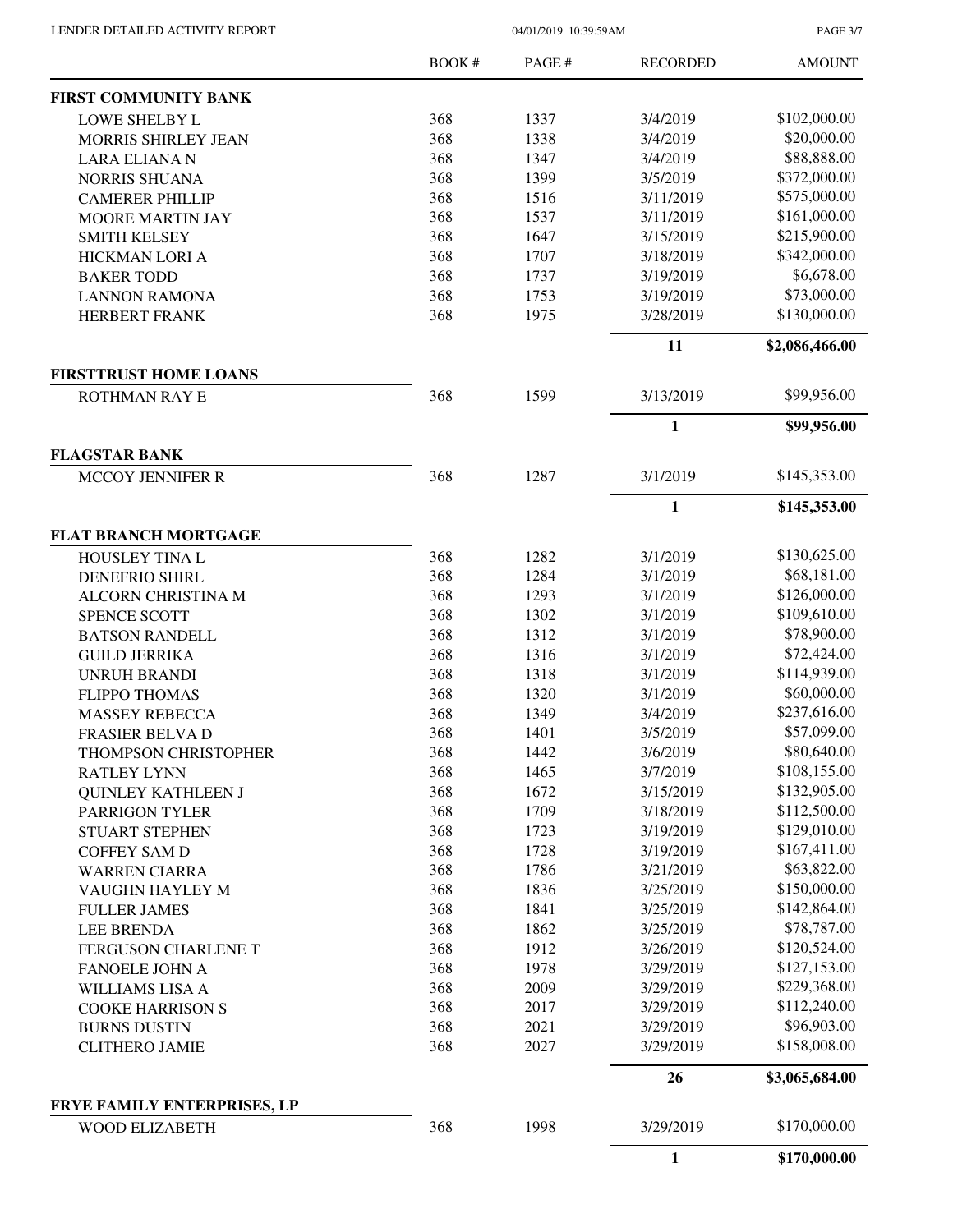| | BOOK # | PAGE # | RECORDED | AMOUNT |
|---|---|---|---|---|
| **FIRST COMMUNITY BANK** | | | | |
| LOWE SHELBY L | 368 | 1337 | 3/4/2019 | $102,000.00 |
| MORRIS SHIRLEY JEAN | 368 | 1338 | 3/4/2019 | $20,000.00 |
| LARA ELIANA N | 368 | 1347 | 3/4/2019 | $88,888.00 |
| NORRIS SHUANA | 368 | 1399 | 3/5/2019 | $372,000.00 |
| CAMERER PHILLIP | 368 | 1516 | 3/11/2019 | $575,000.00 |
| MOORE MARTIN JAY | 368 | 1537 | 3/11/2019 | $161,000.00 |
| SMITH KELSEY | 368 | 1647 | 3/15/2019 | $215,900.00 |
| HICKMAN LORI A | 368 | 1707 | 3/18/2019 | $342,000.00 |
| BAKER TODD | 368 | 1737 | 3/19/2019 | $6,678.00 |
| LANNON RAMONA | 368 | 1753 | 3/19/2019 | $73,000.00 |
| HERBERT FRANK | 368 | 1975 | 3/28/2019 | $130,000.00 |
| | | | **11** | **$2,086,466.00** |
| **FIRSTTRUST HOME LOANS** | | | | |
| ROTHMAN RAY E | 368 | 1599 | 3/13/2019 | $99,956.00 |
| | | | **1** | **$99,956.00** |
| **FLAGSTAR BANK** | | | | |
| MCCOY JENNIFER R | 368 | 1287 | 3/1/2019 | $145,353.00 |
| | | | **1** | **$145,353.00** |
| **FLAT BRANCH MORTGAGE** | | | | |
| HOUSLEY TINA L | 368 | 1282 | 3/1/2019 | $130,625.00 |
| DENEFRIO SHIRL | 368 | 1284 | 3/1/2019 | $68,181.00 |
| ALCORN CHRISTINA M | 368 | 1293 | 3/1/2019 | $126,000.00 |
| SPENCE SCOTT | 368 | 1302 | 3/1/2019 | $109,610.00 |
| BATSON RANDELL | 368 | 1312 | 3/1/2019 | $78,900.00 |
| GUILD JERRIKA | 368 | 1316 | 3/1/2019 | $72,424.00 |
| UNRUH BRANDI | 368 | 1318 | 3/1/2019 | $114,939.00 |
| FLIPPO THOMAS | 368 | 1320 | 3/1/2019 | $60,000.00 |
| MASSEY REBECCA | 368 | 1349 | 3/4/2019 | $237,616.00 |
| FRASIER BELVA D | 368 | 1401 | 3/5/2019 | $57,099.00 |
| THOMPSON CHRISTOPHER | 368 | 1442 | 3/6/2019 | $80,640.00 |
| RATLEY LYNN | 368 | 1465 | 3/7/2019 | $108,155.00 |
| QUINLEY KATHLEEN J | 368 | 1672 | 3/15/2019 | $132,905.00 |
| PARRIGON TYLER | 368 | 1709 | 3/18/2019 | $112,500.00 |
| STUART STEPHEN | 368 | 1723 | 3/19/2019 | $129,010.00 |
| COFFEY SAM D | 368 | 1728 | 3/19/2019 | $167,411.00 |
| WARREN CIARRA | 368 | 1786 | 3/21/2019 | $63,822.00 |
| VAUGHN HAYLEY M | 368 | 1836 | 3/25/2019 | $150,000.00 |
| FULLER JAMES | 368 | 1841 | 3/25/2019 | $142,864.00 |
| LEE BRENDA | 368 | 1862 | 3/25/2019 | $78,787.00 |
| FERGUSON CHARLENE T | 368 | 1912 | 3/26/2019 | $120,524.00 |
| FANOELE JOHN A | 368 | 1978 | 3/29/2019 | $127,153.00 |
| WILLIAMS LISA A | 368 | 2009 | 3/29/2019 | $229,368.00 |
| COOKE HARRISON S | 368 | 2017 | 3/29/2019 | $112,240.00 |
| BURNS DUSTIN | 368 | 2021 | 3/29/2019 | $96,903.00 |
| CLITHERO JAMIE | 368 | 2027 | 3/29/2019 | $158,008.00 |
| | | | **26** | **$3,065,684.00** |
| **FRYE FAMILY ENTERPRISES, LP** | | | | |
| WOOD ELIZABETH | 368 | 1998 | 3/29/2019 | $170,000.00 |
| | | | **1** | **$170,000.00** |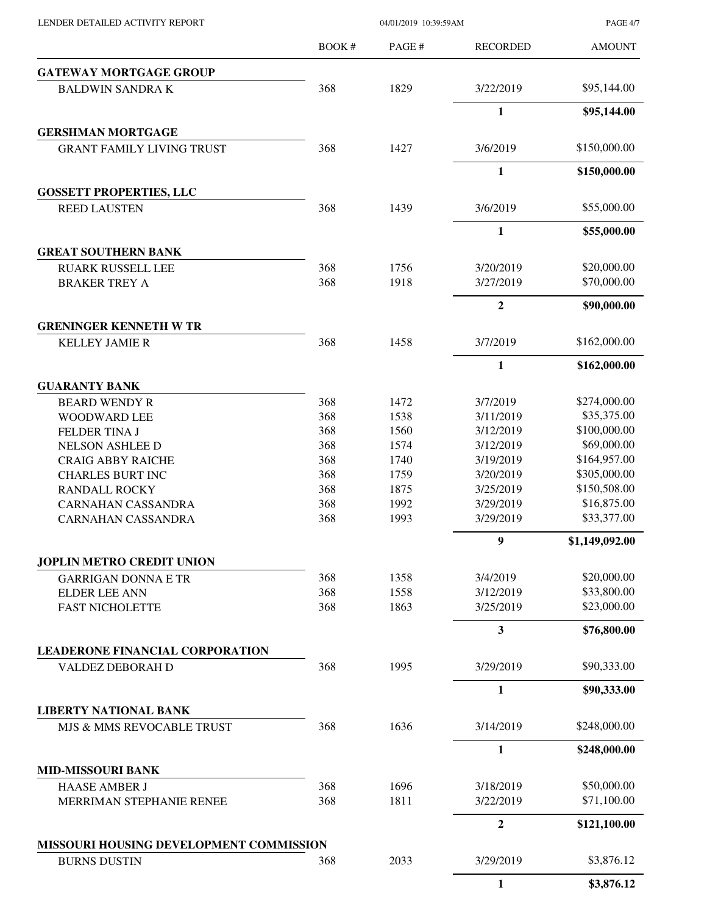LENDER DETAILED ACTIVITY REPORT 04/01/2019 10:39:59AM

| | BOOK # | PAGE # | RECORDED | AMOUNT |
|---|---|---|---|---|
| **GATEWAY MORTGAGE GROUP** | | | | |
| BALDWIN SANDRA K | 368 | 1829 | 3/22/2019 | $95,144.00 |
| | | | **1** | **$95,144.00** |
| **GERSHMAN MORTGAGE** | | | | |
| GRANT FAMILY LIVING TRUST | 368 | 1427 | 3/6/2019 | $150,000.00 |
| | | | **1** | **$150,000.00** |
| **GOSSETT PROPERTIES, LLC** | | | | |
| REED LAUSTEN | 368 | 1439 | 3/6/2019 | $55,000.00 |
| | | | **1** | **$55,000.00** |
| **GREAT SOUTHERN BANK** | | | | |
| RUARK RUSSELL LEE | 368 | 1756 | 3/20/2019 | $20,000.00 |
| BRAKER TREY A | 368 | 1918 | 3/27/2019 | $70,000.00 |
| | | | **2** | **$90,000.00** |
| **GRENINGER KENNETH W TR** | | | | |
| KELLEY JAMIE R | 368 | 1458 | 3/7/2019 | $162,000.00 |
| | | | **1** | **$162,000.00** |
| **GUARANTY BANK** | | | | |
| BEARD WENDY R | 368 | 1472 | 3/7/2019 | $274,000.00 |
| WOODWARD LEE | 368 | 1538 | 3/11/2019 | $35,375.00 |
| FELDER TINA J | 368 | 1560 | 3/12/2019 | $100,000.00 |
| NELSON ASHLEE D | 368 | 1574 | 3/12/2019 | $69,000.00 |
| CRAIG ABBY RAICHE | 368 | 1740 | 3/19/2019 | $164,957.00 |
| CHARLES BURT INC | 368 | 1759 | 3/20/2019 | $305,000.00 |
| RANDALL ROCKY | 368 | 1875 | 3/25/2019 | $150,508.00 |
| CARNAHAN CASSANDRA | 368 | 1992 | 3/29/2019 | $16,875.00 |
| CARNAHAN CASSANDRA | 368 | 1993 | 3/29/2019 | $33,377.00 |
| | | | **9** | **$1,149,092.00** |
| **JOPLIN METRO CREDIT UNION** | | | | |
| GARRIGAN DONNA E TR | 368 | 1358 | 3/4/2019 | $20,000.00 |
| ELDER LEE ANN | 368 | 1558 | 3/12/2019 | $33,800.00 |
| FAST NICHOLETTE | 368 | 1863 | 3/25/2019 | $23,000.00 |
| | | | **3** | **$76,800.00** |
| **LEADERONE FINANCIAL CORPORATION** | | | | |
| VALDEZ DEBORAH D | 368 | 1995 | 3/29/2019 | $90,333.00 |
| | | | **1** | **$90,333.00** |
| **LIBERTY NATIONAL BANK** | | | | |
| MJS & MMS REVOCABLE TRUST | 368 | 1636 | 3/14/2019 | $248,000.00 |
| | | | **1** | **$248,000.00** |
| **MID-MISSOURI BANK** | | | | |
| HAASE AMBER J | 368 | 1696 | 3/18/2019 | $50,000.00 |
| MERRIMAN STEPHANIE RENEE | 368 | 1811 | 3/22/2019 | $71,100.00 |
| | | | **2** | **$121,100.00** |
| **MISSOURI HOUSING DEVELOPMENT COMMISSION** | | | | |
| BURNS DUSTIN | 368 | 2033 | 3/29/2019 | $3,876.12 |
| | | | **1** | **$3,876.12** |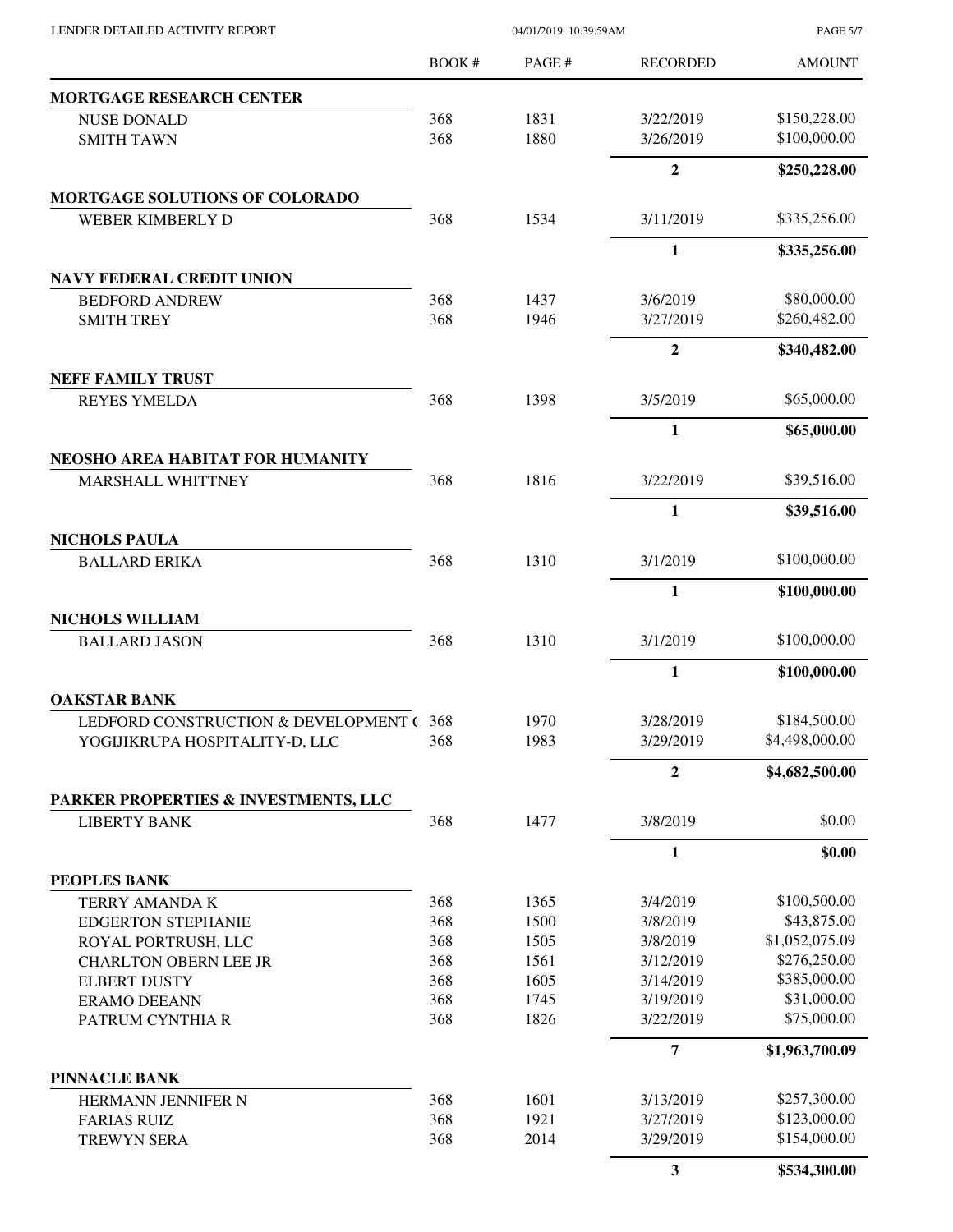| | BOOK # | PAGE # | RECORDED | AMOUNT |
|---|---|---|---|---|
| **MORTGAGE RESEARCH CENTER** | | | | |
| NUSE DONALD | 368 | 1831 | 3/22/2019 | $150,228.00 |
| SMITH TAWN | 368 | 1880 | 3/26/2019 | $100,000.00 |
| | | | **2** | **$250,228.00** |
| **MORTGAGE SOLUTIONS OF COLORADO** | | | | |
| WEBER KIMBERLY D | 368 | 1534 | 3/11/2019 | $335,256.00 |
| | | | **1** | **$335,256.00** |
| **NAVY FEDERAL CREDIT UNION** | | | | |
| BEDFORD ANDREW | 368 | 1437 | 3/6/2019 | $80,000.00 |
| SMITH TREY | 368 | 1946 | 3/27/2019 | $260,482.00 |
| | | | **2** | **$340,482.00** |
| **NEFF FAMILY TRUST** | | | | |
| REYES YMELDA | 368 | 1398 | 3/5/2019 | $65,000.00 |
| | | | **1** | **$65,000.00** |
| **NEOSHO AREA HABITAT FOR HUMANITY** | | | | |
| MARSHALL WHITTNEY | 368 | 1816 | 3/22/2019 | $39,516.00 |
| | | | **1** | **$39,516.00** |
| **NICHOLS PAULA** | | | | |
| BALLARD ERIKA | 368 | 1310 | 3/1/2019 | $100,000.00 |
| | | | **1** | **$100,000.00** |
| **NICHOLS WILLIAM** | | | | |
| BALLARD JASON | 368 | 1310 | 3/1/2019 | $100,000.00 |
| | | | **1** | **$100,000.00** |
| **OAKSTAR BANK** | | | | |
| LEDFORD CONSTRUCTION & DEVELOPMENT ( | 368 | 1970 | 3/28/2019 | $184,500.00 |
| YOGIJIKRUPA HOSPITALITY-D, LLC | 368 | 1983 | 3/29/2019 | $4,498,000.00 |
| | | | **2** | **$4,682,500.00** |
| **PARKER PROPERTIES & INVESTMENTS, LLC** | | | | |
| LIBERTY BANK | 368 | 1477 | 3/8/2019 | $0.00 |
| | | | **1** | **$0.00** |
| **PEOPLES BANK** | | | | |
| TERRY AMANDA K | 368 | 1365 | 3/4/2019 | $100,500.00 |
| EDGERTON STEPHANIE | 368 | 1500 | 3/8/2019 | $43,875.00 |
| ROYAL PORTRUSH, LLC | 368 | 1505 | 3/8/2019 | $1,052,075.09 |
| CHARLTON OBERN LEE JR | 368 | 1561 | 3/12/2019 | $276,250.00 |
| ELBERT DUSTY | 368 | 1605 | 3/14/2019 | $385,000.00 |
| ERAMO DEEANN | 368 | 1745 | 3/19/2019 | $31,000.00 |
| PATRUM CYNTHIA R | 368 | 1826 | 3/22/2019 | $75,000.00 |
| | | | **7** | **$1,963,700.09** |
| **PINNACLE BANK** | | | | |
| HERMANN JENNIFER N | 368 | 1601 | 3/13/2019 | $257,300.00 |
| FARIAS RUIZ | 368 | 1921 | 3/27/2019 | $123,000.00 |
| TREWYN SERA | 368 | 2014 | 3/29/2019 | $154,000.00 |
| | | | **3** | **$534,300.00** |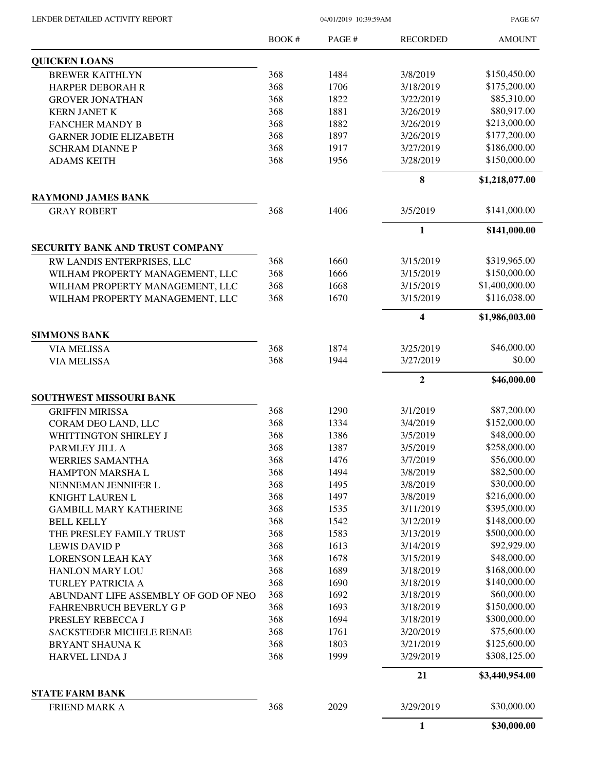| | BOOK # | PAGE # | RECORDED | AMOUNT |
|---|---|---|---|---|
| **QUICKEN LOANS** | | | | |
| BREWER KAITHLYN | 368 | 1484 | 3/8/2019 | $150,450.00 |
| HARPER DEBORAH R | 368 | 1706 | 3/18/2019 | $175,200.00 |
| GROVER JONATHAN | 368 | 1822 | 3/22/2019 | $85,310.00 |
| KERN JANET K | 368 | 1881 | 3/26/2019 | $80,917.00 |
| FANCHER MANDY B | 368 | 1882 | 3/26/2019 | $213,000.00 |
| GARNER JODIE ELIZABETH | 368 | 1897 | 3/26/2019 | $177,200.00 |
| SCHRAM DIANNE P | 368 | 1917 | 3/27/2019 | $186,000.00 |
| ADAMS KEITH | 368 | 1956 | 3/28/2019 | $150,000.00 |
| | | | **8** | **$1,218,077.00** |
| **RAYMOND JAMES BANK** | | | | |
| GRAY ROBERT | 368 | 1406 | 3/5/2019 | $141,000.00 |
| | | | **1** | **$141,000.00** |
| **SECURITY BANK AND TRUST COMPANY** | | | | |
| RW LANDIS ENTERPRISES, LLC | 368 | 1660 | 3/15/2019 | $319,965.00 |
| WILHAM PROPERTY MANAGEMENT, LLC | 368 | 1666 | 3/15/2019 | $150,000.00 |
| WILHAM PROPERTY MANAGEMENT, LLC | 368 | 1668 | 3/15/2019 | $1,400,000.00 |
| WILHAM PROPERTY MANAGEMENT, LLC | 368 | 1670 | 3/15/2019 | $116,038.00 |
| | | | **4** | **$1,986,003.00** |
| **SIMMONS BANK** | | | | |
| VIA MELISSA | 368 | 1874 | 3/25/2019 | $46,000.00 |
| VIA MELISSA | 368 | 1944 | 3/27/2019 | $0.00 |
| | | | **2** | **$46,000.00** |
| **SOUTHWEST MISSOURI BANK** | | | | |
| GRIFFIN MIRISSA | 368 | 1290 | 3/1/2019 | $87,200.00 |
| CORAM DEO LAND, LLC | 368 | 1334 | 3/4/2019 | $152,000.00 |
| WHITTINGTON SHIRLEY J | 368 | 1386 | 3/5/2019 | $48,000.00 |
| PARMLEY JILL A | 368 | 1387 | 3/5/2019 | $258,000.00 |
| WERRIES SAMANTHA | 368 | 1476 | 3/7/2019 | $56,000.00 |
| HAMPTON MARSHA L | 368 | 1494 | 3/8/2019 | $82,500.00 |
| NENNEMAN JENNIFER L | 368 | 1495 | 3/8/2019 | $30,000.00 |
| KNIGHT LAUREN L | 368 | 1497 | 3/8/2019 | $216,000.00 |
| GAMBILL MARY KATHERINE | 368 | 1535 | 3/11/2019 | $395,000.00 |
| BELL KELLY | 368 | 1542 | 3/12/2019 | $148,000.00 |
| THE PRESLEY FAMILY TRUST | 368 | 1583 | 3/13/2019 | $500,000.00 |
| LEWIS DAVID P | 368 | 1613 | 3/14/2019 | $92,929.00 |
| LORENSON LEAH KAY | 368 | 1678 | 3/15/2019 | $48,000.00 |
| HANLON MARY LOU | 368 | 1689 | 3/18/2019 | $168,000.00 |
| TURLEY PATRICIA A | 368 | 1690 | 3/18/2019 | $140,000.00 |
| ABUNDANT LIFE ASSEMBLY OF GOD OF NEO | 368 | 1692 | 3/18/2019 | $60,000.00 |
| FAHRENBRUCH BEVERLY G P | 368 | 1693 | 3/18/2019 | $150,000.00 |
| PRESLEY REBECCA J | 368 | 1694 | 3/18/2019 | $300,000.00 |
| SACKSTEDER MICHELE RENAE | 368 | 1761 | 3/20/2019 | $75,600.00 |
| BRYANT SHAUNA K | 368 | 1803 | 3/21/2019 | $125,600.00 |
| HARVEL LINDA J | 368 | 1999 | 3/29/2019 | $308,125.00 |
| | | | **21** | **$3,440,954.00** |
| **STATE FARM BANK** | | | | |
| FRIEND MARK A | 368 | 2029 | 3/29/2019 | $30,000.00 |
| | | | **1** | **$30,000.00** |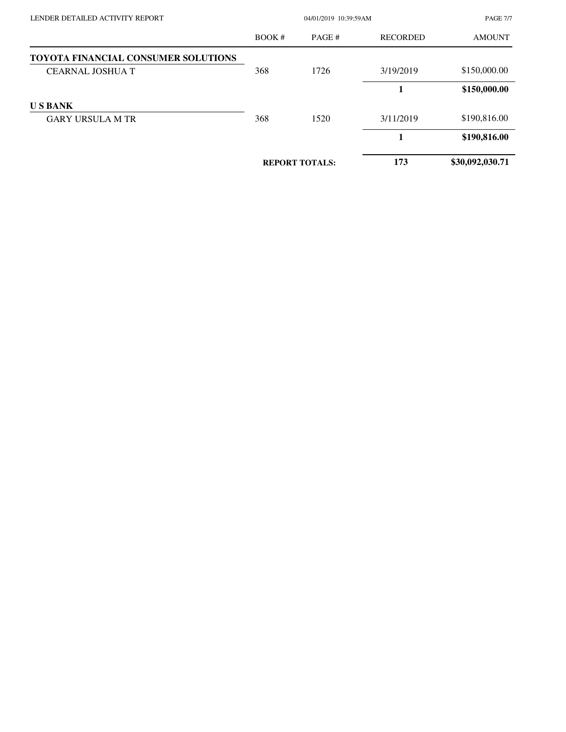| | BOOK # | PAGE # | RECORDED | AMOUNT |
|---|---|---|---|---|
| **TOYOTA FINANCIAL CONSUMER SOLUTIONS** | | | | |
| CEARNAL JOSHUA T | 368 | 1726 | 3/19/2019 | $150,000.00 |
| | | | **1** | **$150,000.00** |
| **U S BANK** | | | | |
| GARY URSULA M TR | 368 | 1520 | 3/11/2019 | $190,816.00 |
| | | | **1** | **$190,816.00** |
| | **REPORT TOTALS:** | | **173** | **$30,092,030.71** |